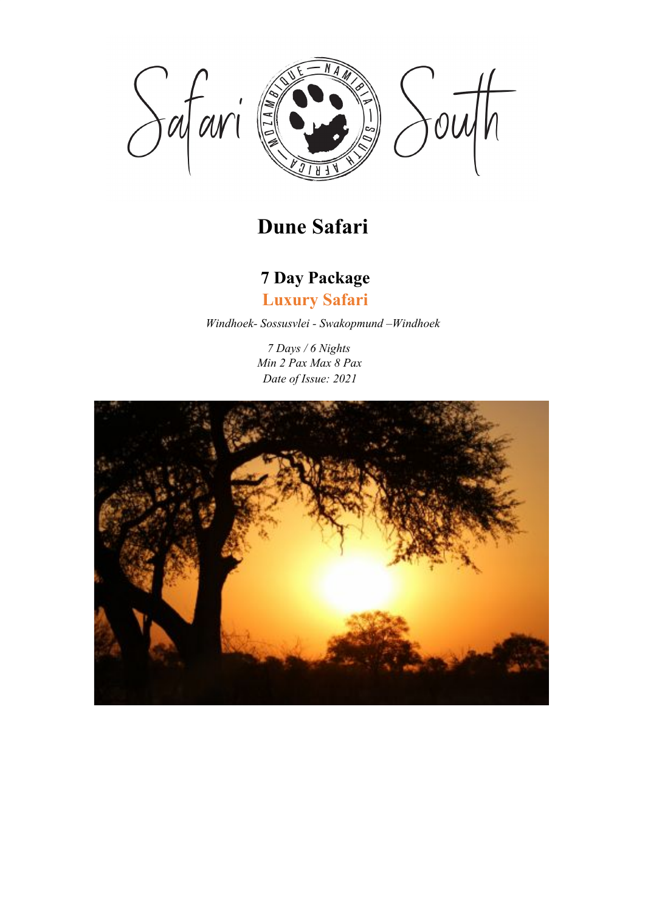# Dune Safari

## 7 Day Package

### Luxury Safari

*Windhoek- Sossusvlei - Swakopmund –Windhoek*

*7 Days / 6 Nights*
*Min 2 Pax Max 8 Pax*
*Date of Issue: 2021*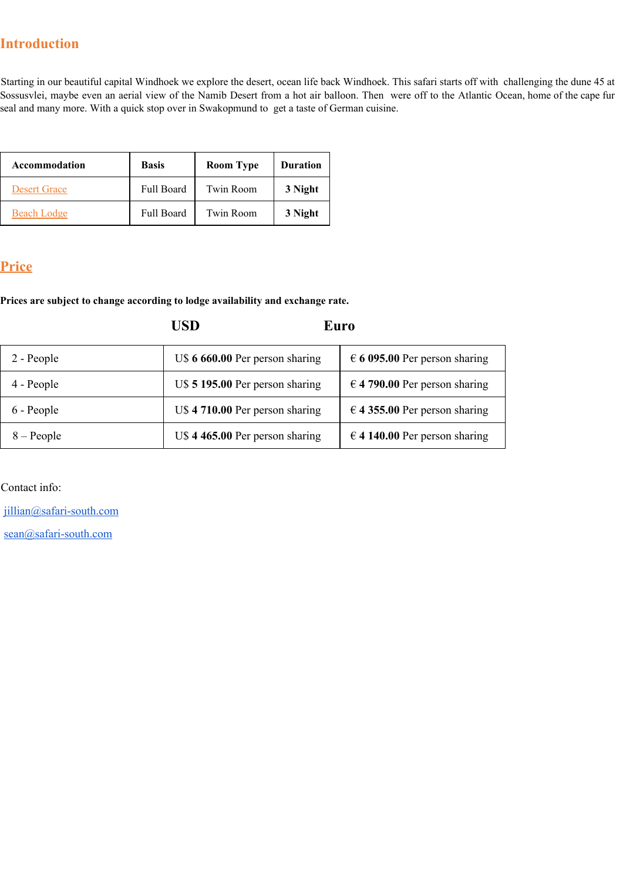## Introduction

Starting in our beautiful capital Windhoek we explore the desert, ocean life back Windhoek. This safari starts off with challenging the dune 45 at Sossusvlei, maybe even an aerial view of the Namib Desert from a hot air balloon. Then were off to the Atlantic Ocean, home of the cape fur seal and many more. With a quick stop over in Swakopmund to get a taste of German cuisine.

| **Accommodation** | **Basis** | **Room Type** | **Duration** |
|---|---|---|---|
| Desert Grace | Full Board | Twin Room | **3 Night** |
| Beach Lodge | Full Board | Twin Room | **3 Night** |

## Price

**Prices are subject to change according to lodge availability and exchange rate.**

| | **USD** | **Euro** |
|---|---|---|
| 2 - People | U$ **6 660.00** Per person sharing | € **6 095.00** Per person sharing |
| 4 - People | U$ **5 195.00** Per person sharing | € **4 790.00** Per person sharing |
| 6 - People | U$ **4 710.00** Per person sharing | € **4 355.00** Per person sharing |
| 8 – People | U$ **4 465.00** Per person sharing | € **4 140.00** Per person sharing |

Contact info:

jillian@safari-south.com

sean@safari-south.com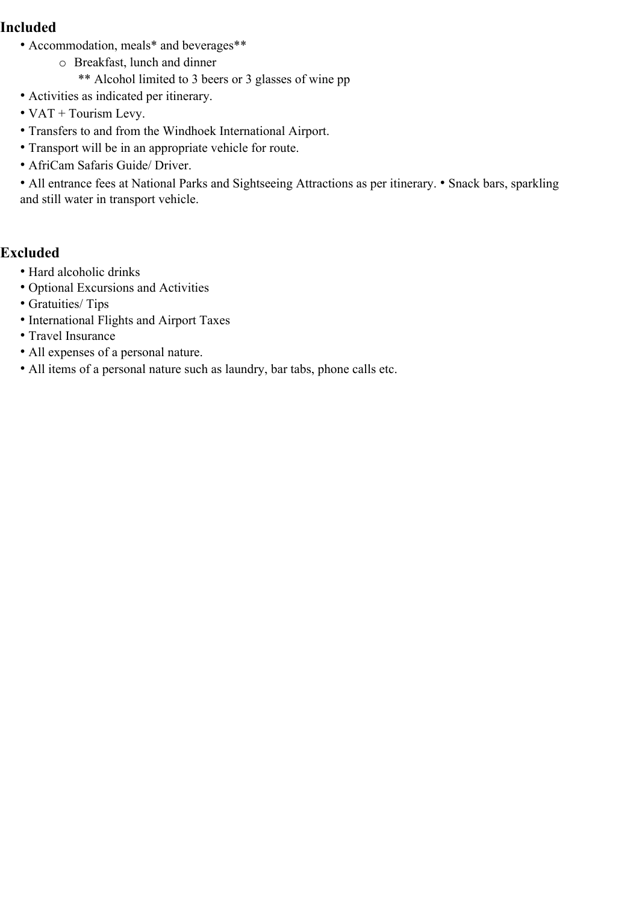## Included

- Accommodation, meals* and beverages**
  - Breakfast, lunch and dinner
    - ** Alcohol limited to 3 beers or 3 glasses of wine pp
- Activities as indicated per itinerary.
- VAT + Tourism Levy.
- Transfers to and from the Windhoek International Airport.
- Transport will be in an appropriate vehicle for route.
- AfriCam Safaris Guide/ Driver.
- All entrance fees at National Parks and Sightseeing Attractions as per itinerary.
- Snack bars, sparkling and still water in transport vehicle.

## Excluded

- Hard alcoholic drinks
- Optional Excursions and Activities
- Gratuities/ Tips
- International Flights and Airport Taxes
- Travel Insurance
- All expenses of a personal nature.
- All items of a personal nature such as laundry, bar tabs, phone calls etc.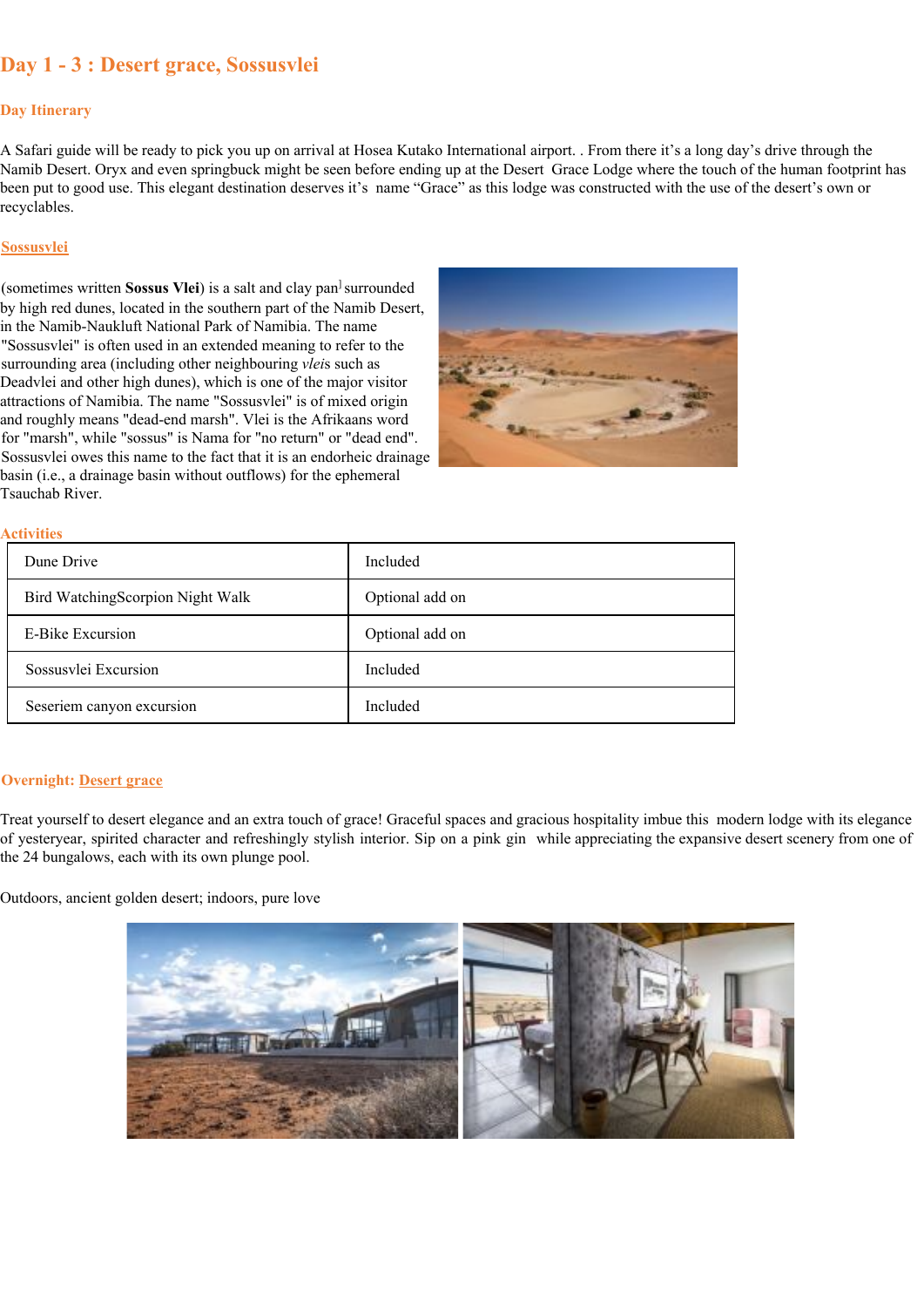## Day 1 - 3 : Desert grace, Sossusvlei

### Day Itinerary

A Safari guide will be ready to pick you up on arrival at Hosea Kutako International airport. . From there it's a long day's drive through the Namib Desert. Oryx and even springbuck might be seen before ending up at the Desert Grace Lodge where the touch of the human footprint has been put to good use. This elegant destination deserves it's name "Grace" as this lodge was constructed with the use of the desert's own or recyclables.

### Sossusvlei

(sometimes written **Sossus Vlei**) is a salt and clay pan] surrounded by high red dunes, located in the southern part of the Namib Desert, in the Namib-Naukluft National Park of Namibia. The name "Sossusvlei" is often used in an extended meaning to refer to the surrounding area (including other neighbouring *vlei*s such as Deadvlei and other high dunes), which is one of the major visitor attractions of Namibia. The name "Sossusvlei" is of mixed origin and roughly means "dead-end marsh". Vlei is the Afrikaans word for "marsh", while "sossus" is Nama for "no return" or "dead end". Sossusvlei owes this name to the fact that it is an endorheic drainage basin (i.e., a drainage basin without outflows) for the ephemeral Tsauchab River.

### Activities

| Activity | Status |
|---|---|
| Dune Drive | Included |
| Bird WatchingScorpion Night Walk | Optional add on |
| E-Bike Excursion | Optional add on |
| Sossusvlei Excursion | Included |
| Seseriem canyon excursion | Included |

### Overnight: Desert grace

Treat yourself to desert elegance and an extra touch of grace! Graceful spaces and gracious hospitality imbue this modern lodge with its elegance of yesteryear, spirited character and refreshingly stylish interior. Sip on a pink gin while appreciating the expansive desert scenery from one of the 24 bungalows, each with its own plunge pool.

Outdoors, ancient golden desert; indoors, pure love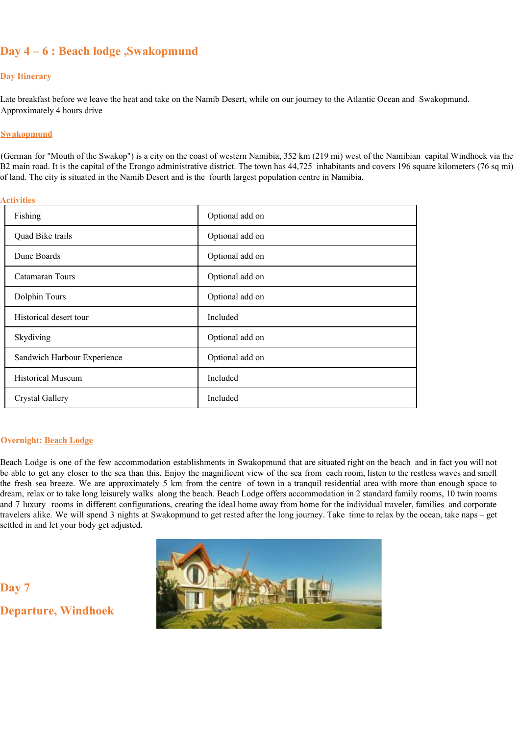## Day 4 – 6 : Beach lodge ,Swakopmund

### Day Itinerary

Late breakfast before we leave the heat and take on the Namib Desert, while on our journey to the Atlantic Ocean and Swakopmund. Approximately 4 hours drive

### Swakopmund

(German for "Mouth of the Swakop") is a city on the coast of western Namibia, 352 km (219 mi) west of the Namibian capital Windhoek via the B2 main road. It is the capital of the Erongo administrative district. The town has 44,725 inhabitants and covers 196 square kilometers (76 sq mi) of land. The city is situated in the Namib Desert and is the fourth largest population centre in Namibia.

### Activities

| | |
|---|---|
| Fishing | Optional add on |
| Quad Bike trails | Optional add on |
| Dune Boards | Optional add on |
| Catamaran Tours | Optional add on |
| Dolphin Tours | Optional add on |
| Historical desert tour | Included |
| Skydiving | Optional add on |
| Sandwich Harbour Experience | Optional add on |
| Historical Museum | Included |
| Crystal Gallery | Included |

### Overnight: Beach Lodge

Beach Lodge is one of the few accommodation establishments in Swakopmund that are situated right on the beach and in fact you will not be able to get any closer to the sea than this. Enjoy the magnificent view of the sea from each room, listen to the restless waves and smell the fresh sea breeze. We are approximately 5 km from the centre of town in a tranquil residential area with more than enough space to dream, relax or to take long leisurely walks along the beach. Beach Lodge offers accommodation in 2 standard family rooms, 10 twin rooms and 7 luxury rooms in different configurations, creating the ideal home away from home for the individual traveler, families and corporate travelers alike. We will spend 3 nights at Swakopmund to get rested after the long journey. Take time to relax by the ocean, take naps – get settled in and let your body get adjusted.

## Day 7

## Departure, Windhoek